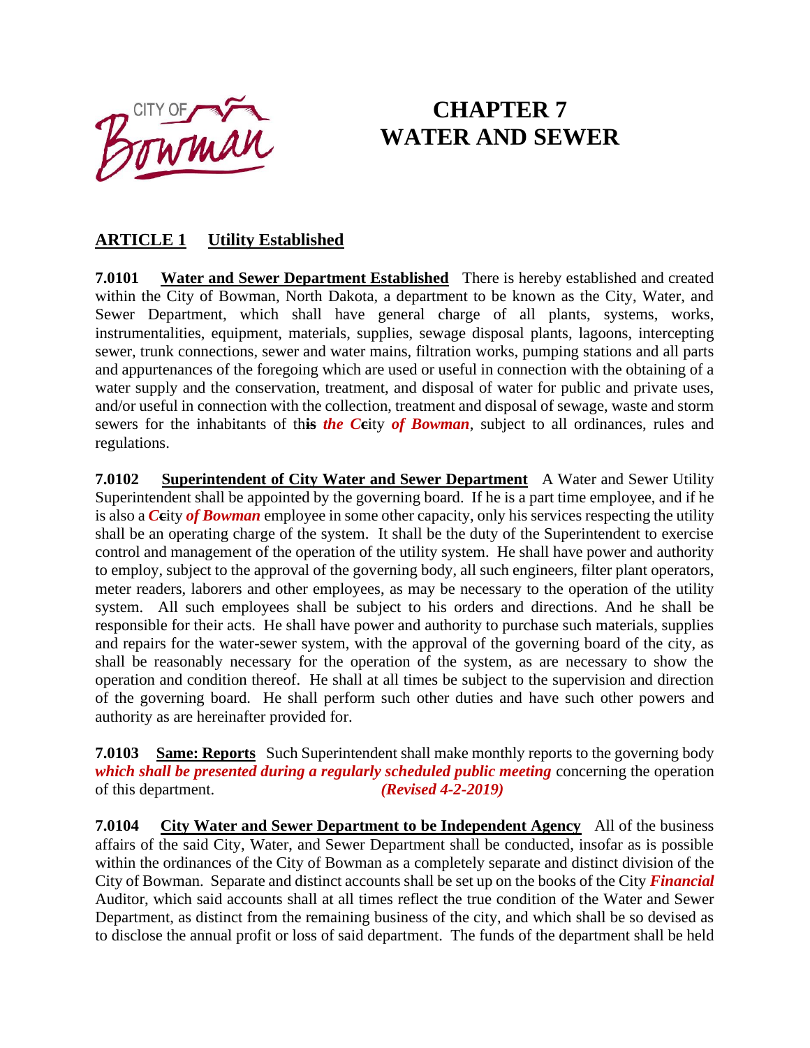# CHAPTER 7
# WATER AND SEWER

## ARTICLE 1 Utility Established

**7.0101 Water and Sewer Department Established** There is hereby established and created within the City of Bowman, North Dakota, a department to be known as the City, Water, and Sewer Department, which shall have general charge of all plants, systems, works, instrumentalities, equipment, materials, supplies, sewage disposal plants, lagoons, intercepting sewer, trunk connections, sewer and water mains, filtration works, pumping stations and all parts and appurtenances of the foregoing which are used or useful in connection with the obtaining of a water supply and the conservation, treatment, and disposal of water for public and private uses, and/or useful in connection with the collection, treatment and disposal of sewage, waste and storm sewers for the inhabitants of th~~is~~ ***the C***~~c~~ity ***of Bowman***, subject to all ordinances, rules and regulations.

**7.0102 Superintendent of City Water and Sewer Department** A Water and Sewer Utility Superintendent shall be appointed by the governing board. If he is a part time employee, and if he is also a ***C***~~c~~ity ***of Bowman*** employee in some other capacity, only his services respecting the utility shall be an operating charge of the system. It shall be the duty of the Superintendent to exercise control and management of the operation of the utility system. He shall have power and authority to employ, subject to the approval of the governing body, all such engineers, filter plant operators, meter readers, laborers and other employees, as may be necessary to the operation of the utility system. All such employees shall be subject to his orders and directions. And he shall be responsible for their acts. He shall have power and authority to purchase such materials, supplies and repairs for the water-sewer system, with the approval of the governing board of the city, as shall be reasonably necessary for the operation of the system, as are necessary to show the operation and condition thereof. He shall at all times be subject to the supervision and direction of the governing board. He shall perform such other duties and have such other powers and authority as are hereinafter provided for.

**7.0103 Same: Reports** Such Superintendent shall make monthly reports to the governing body ***which shall be presented during a regularly scheduled public meeting*** concerning the operation of this department. ***(Revised 4-2-2019)***

**7.0104 City Water and Sewer Department to be Independent Agency** All of the business affairs of the said City, Water, and Sewer Department shall be conducted, insofar as is possible within the ordinances of the City of Bowman as a completely separate and distinct division of the City of Bowman. Separate and distinct accounts shall be set up on the books of the City ***Financial*** Auditor, which said accounts shall at all times reflect the true condition of the Water and Sewer Department, as distinct from the remaining business of the city, and which shall be so devised as to disclose the annual profit or loss of said department. The funds of the department shall be held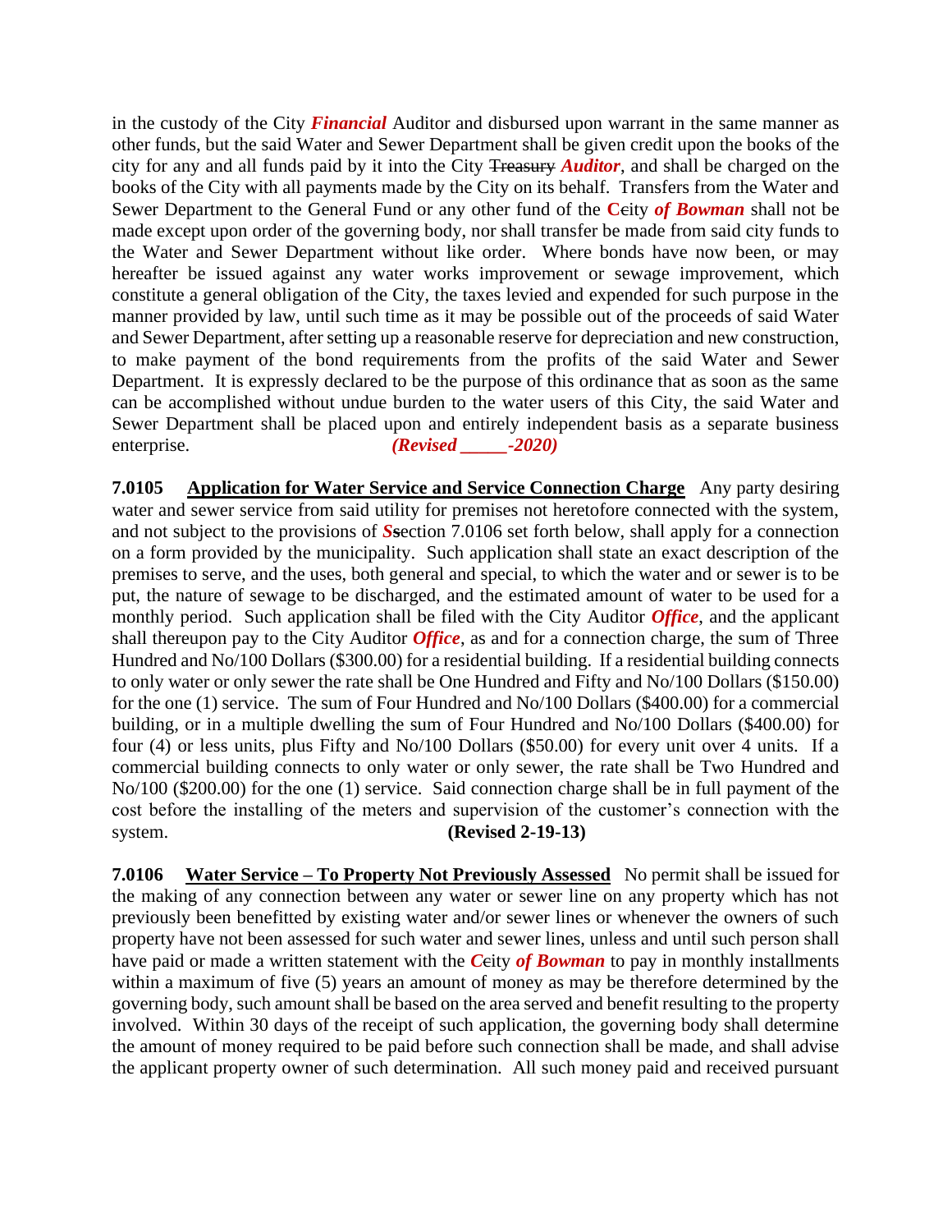in the custody of the City ***Financial*** Auditor and disbursed upon warrant in the same manner as other funds, but the said Water and Sewer Department shall be given credit upon the books of the city for any and all funds paid by it into the City ~~Treasury~~ ***Auditor***, and shall be charged on the books of the City with all payments made by the City on its behalf. Transfers from the Water and Sewer Department to the General Fund or any other fund of the **C**~~c~~ity ***of Bowman*** shall not be made except upon order of the governing body, nor shall transfer be made from said city funds to the Water and Sewer Department without like order. Where bonds have now been, or may hereafter be issued against any water works improvement or sewage improvement, which constitute a general obligation of the City, the taxes levied and expended for such purpose in the manner provided by law, until such time as it may be possible out of the proceeds of said Water and Sewer Department, after setting up a reasonable reserve for depreciation and new construction, to make payment of the bond requirements from the profits of the said Water and Sewer Department. It is expressly declared to be the purpose of this ordinance that as soon as the same can be accomplished without undue burden to the water users of this City, the said Water and Sewer Department shall be placed upon and entirely independent basis as a separate business enterprise. ***(Revised _____-2020)***

**7.0105** **Application for Water Service and Service Connection Charge** Any party desiring water and sewer service from said utility for premises not heretofore connected with the system, and not subject to the provisions of ***S***~~s~~ection 7.0106 set forth below, shall apply for a connection on a form provided by the municipality. Such application shall state an exact description of the premises to serve, and the uses, both general and special, to which the water and or sewer is to be put, the nature of sewage to be discharged, and the estimated amount of water to be used for a monthly period. Such application shall be filed with the City Auditor ***Office***, and the applicant shall thereupon pay to the City Auditor ***Office***, as and for a connection charge, the sum of Three Hundred and No/100 Dollars ($300.00) for a residential building. If a residential building connects to only water or only sewer the rate shall be One Hundred and Fifty and No/100 Dollars ($150.00) for the one (1) service. The sum of Four Hundred and No/100 Dollars ($400.00) for a commercial building, or in a multiple dwelling the sum of Four Hundred and No/100 Dollars ($400.00) for four (4) or less units, plus Fifty and No/100 Dollars ($50.00) for every unit over 4 units. If a commercial building connects to only water or only sewer, the rate shall be Two Hundred and No/100 ($200.00) for the one (1) service. Said connection charge shall be in full payment of the cost before the installing of the meters and supervision of the customer's connection with the system. **(Revised 2-19-13)**

**7.0106** **Water Service – To Property Not Previously Assessed** No permit shall be issued for the making of any connection between any water or sewer line on any property which has not previously been benefitted by existing water and/or sewer lines or whenever the owners of such property have not been assessed for such water and sewer lines, unless and until such person shall have paid or made a written statement with the ***C***~~c~~ity ***of Bowman*** to pay in monthly installments within a maximum of five (5) years an amount of money as may be therefore determined by the governing body, such amount shall be based on the area served and benefit resulting to the property involved. Within 30 days of the receipt of such application, the governing body shall determine the amount of money required to be paid before such connection shall be made, and shall advise the applicant property owner of such determination. All such money paid and received pursuant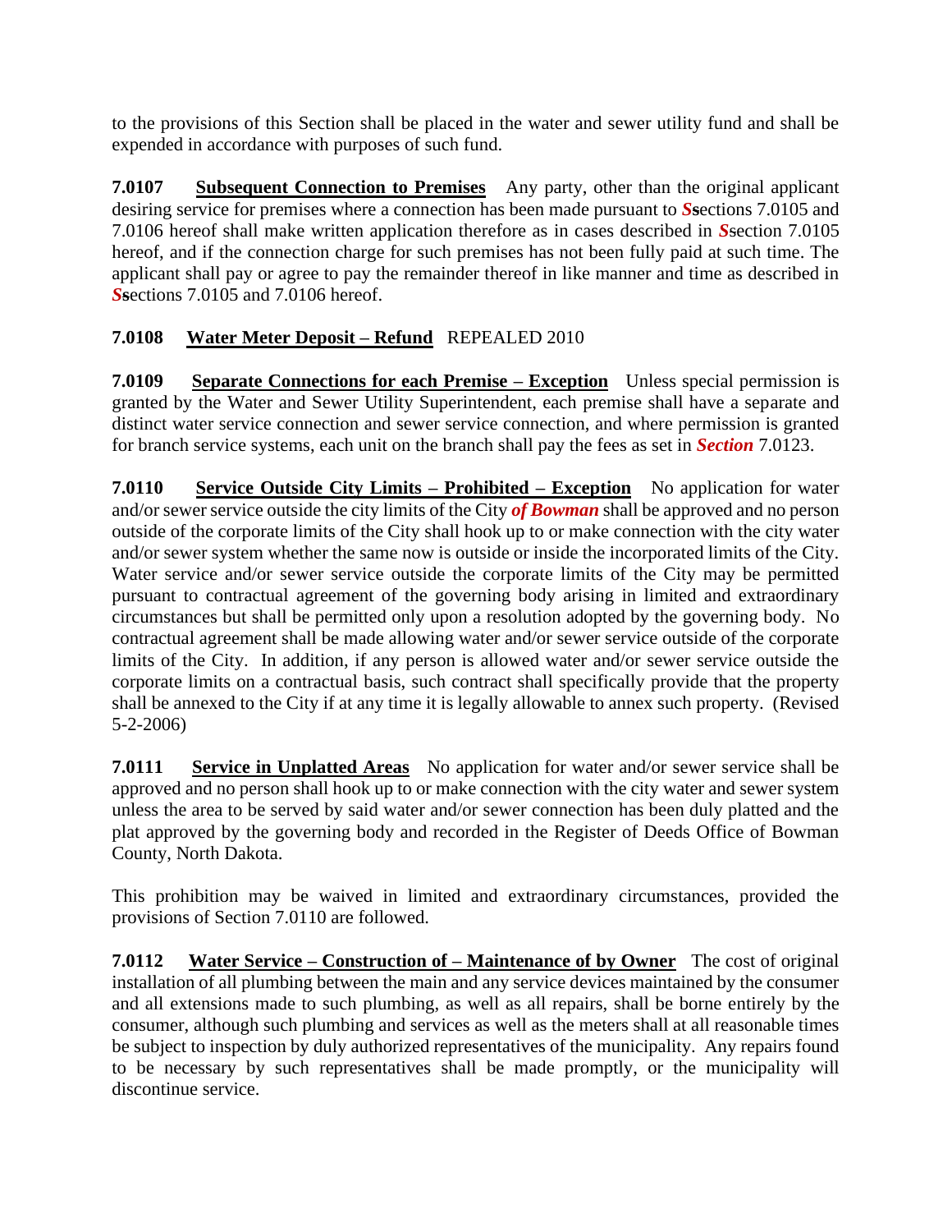to the provisions of this Section shall be placed in the water and sewer utility fund and shall be expended in accordance with purposes of such fund.

**7.0107 Subsequent Connection to Premises** Any party, other than the original applicant desiring service for premises where a connection has been made pursuant to ***S***sections 7.0105 and 7.0106 hereof shall make written application therefore as in cases described in ***S***section 7.0105 hereof, and if the connection charge for such premises has not been fully paid at such time. The applicant shall pay or agree to pay the remainder thereof in like manner and time as described in ***S***sections 7.0105 and 7.0106 hereof.

**7.0108 Water Meter Deposit – Refund** REPEALED 2010

**7.0109 Separate Connections for each Premise – Exception** Unless special permission is granted by the Water and Sewer Utility Superintendent, each premise shall have a separate and distinct water service connection and sewer service connection, and where permission is granted for branch service systems, each unit on the branch shall pay the fees as set in ***Section*** 7.0123.

**7.0110 Service Outside City Limits – Prohibited – Exception** No application for water and/or sewer service outside the city limits of the City ***of Bowman*** shall be approved and no person outside of the corporate limits of the City shall hook up to or make connection with the city water and/or sewer system whether the same now is outside or inside the incorporated limits of the City. Water service and/or sewer service outside the corporate limits of the City may be permitted pursuant to contractual agreement of the governing body arising in limited and extraordinary circumstances but shall be permitted only upon a resolution adopted by the governing body. No contractual agreement shall be made allowing water and/or sewer service outside of the corporate limits of the City. In addition, if any person is allowed water and/or sewer service outside the corporate limits on a contractual basis, such contract shall specifically provide that the property shall be annexed to the City if at any time it is legally allowable to annex such property. (Revised 5-2-2006)

**7.0111 Service in Unplatted Areas** No application for water and/or sewer service shall be approved and no person shall hook up to or make connection with the city water and sewer system unless the area to be served by said water and/or sewer connection has been duly platted and the plat approved by the governing body and recorded in the Register of Deeds Office of Bowman County, North Dakota.

This prohibition may be waived in limited and extraordinary circumstances, provided the provisions of Section 7.0110 are followed.

**7.0112 Water Service – Construction of – Maintenance of by Owner** The cost of original installation of all plumbing between the main and any service devices maintained by the consumer and all extensions made to such plumbing, as well as all repairs, shall be borne entirely by the consumer, although such plumbing and services as well as the meters shall at all reasonable times be subject to inspection by duly authorized representatives of the municipality. Any repairs found to be necessary by such representatives shall be made promptly, or the municipality will discontinue service.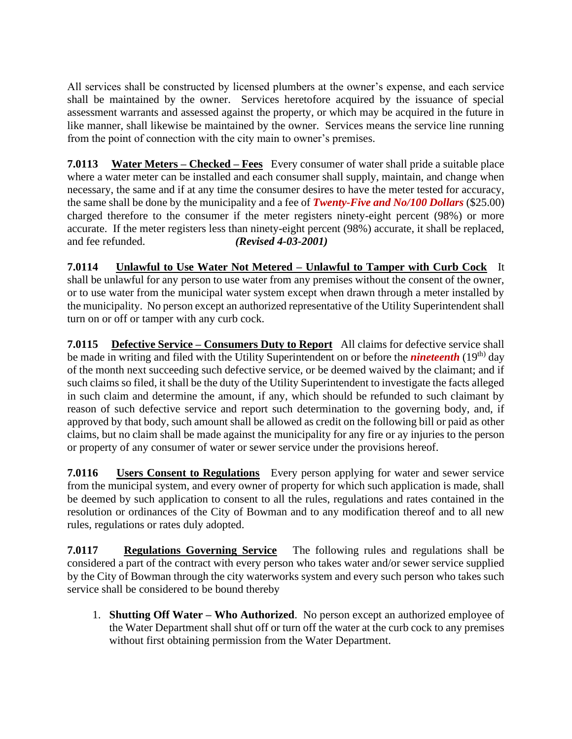All services shall be constructed by licensed plumbers at the owner's expense, and each service shall be maintained by the owner. Services heretofore acquired by the issuance of special assessment warrants and assessed against the property, or which may be acquired in the future in like manner, shall likewise be maintained by the owner. Services means the service line running from the point of connection with the city main to owner's premises.

**7.0113** **Water Meters – Checked – Fees** Every consumer of water shall pride a suitable place where a water meter can be installed and each consumer shall supply, maintain, and change when necessary, the same and if at any time the consumer desires to have the meter tested for accuracy, the same shall be done by the municipality and a fee of ***Twenty-Five and No/100 Dollars*** ($25.00) charged therefore to the consumer if the meter registers ninety-eight percent (98%) or more accurate. If the meter registers less than ninety-eight percent (98%) accurate, it shall be replaced, and fee refunded. ***(Revised 4-03-2001)***

**7.0114** **Unlawful to Use Water Not Metered – Unlawful to Tamper with Curb Cock** It shall be unlawful for any person to use water from any premises without the consent of the owner, or to use water from the municipal water system except when drawn through a meter installed by the municipality. No person except an authorized representative of the Utility Superintendent shall turn on or off or tamper with any curb cock.

**7.0115** **Defective Service – Consumers Duty to Report** All claims for defective service shall be made in writing and filed with the Utility Superintendent on or before the ***nineteenth*** (19th) day of the month next succeeding such defective service, or be deemed waived by the claimant; and if such claims so filed, it shall be the duty of the Utility Superintendent to investigate the facts alleged in such claim and determine the amount, if any, which should be refunded to such claimant by reason of such defective service and report such determination to the governing body, and, if approved by that body, such amount shall be allowed as credit on the following bill or paid as other claims, but no claim shall be made against the municipality for any fire or ay injuries to the person or property of any consumer of water or sewer service under the provisions hereof.

**7.0116** **Users Consent to Regulations** Every person applying for water and sewer service from the municipal system, and every owner of property for which such application is made, shall be deemed by such application to consent to all the rules, regulations and rates contained in the resolution or ordinances of the City of Bowman and to any modification thereof and to all new rules, regulations or rates duly adopted.

**7.0117** **Regulations Governing Service** The following rules and regulations shall be considered a part of the contract with every person who takes water and/or sewer service supplied by the City of Bowman through the city waterworks system and every such person who takes such service shall be considered to be bound thereby

1. **Shutting Off Water – Who Authorized**. No person except an authorized employee of the Water Department shall shut off or turn off the water at the curb cock to any premises without first obtaining permission from the Water Department.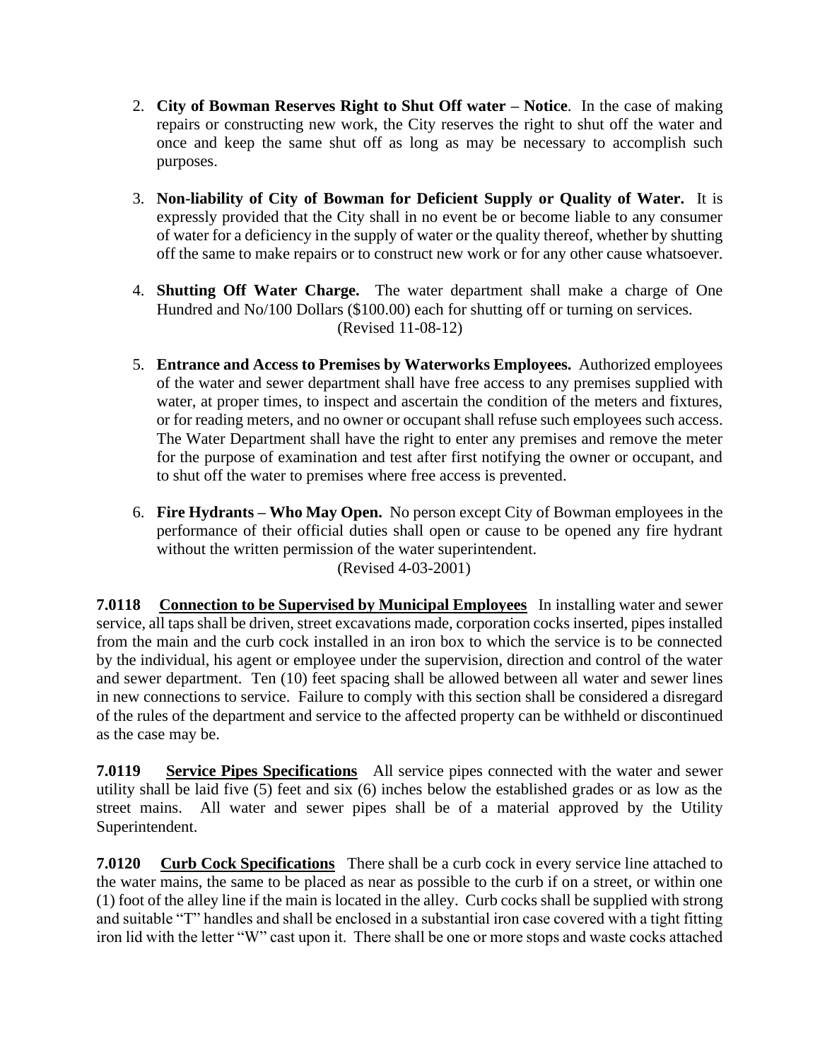2. **City of Bowman Reserves Right to Shut Off water – Notice**. In the case of making repairs or constructing new work, the City reserves the right to shut off the water and once and keep the same shut off as long as may be necessary to accomplish such purposes.

3. **Non-liability of City of Bowman for Deficient Supply or Quality of Water.** It is expressly provided that the City shall in no event be or become liable to any consumer of water for a deficiency in the supply of water or the quality thereof, whether by shutting off the same to make repairs or to construct new work or for any other cause whatsoever.

4. **Shutting Off Water Charge.** The water department shall make a charge of One Hundred and No/100 Dollars ($100.00) each for shutting off or turning on services.
(Revised 11-08-12)

5. **Entrance and Access to Premises by Waterworks Employees.** Authorized employees of the water and sewer department shall have free access to any premises supplied with water, at proper times, to inspect and ascertain the condition of the meters and fixtures, or for reading meters, and no owner or occupant shall refuse such employees such access. The Water Department shall have the right to enter any premises and remove the meter for the purpose of examination and test after first notifying the owner or occupant, and to shut off the water to premises where free access is prevented.

6. **Fire Hydrants – Who May Open.** No person except City of Bowman employees in the performance of their official duties shall open or cause to be opened any fire hydrant without the written permission of the water superintendent.
(Revised 4-03-2001)

**7.0118 Connection to be Supervised by Municipal Employees** In installing water and sewer service, all taps shall be driven, street excavations made, corporation cocks inserted, pipes installed from the main and the curb cock installed in an iron box to which the service is to be connected by the individual, his agent or employee under the supervision, direction and control of the water and sewer department. Ten (10) feet spacing shall be allowed between all water and sewer lines in new connections to service. Failure to comply with this section shall be considered a disregard of the rules of the department and service to the affected property can be withheld or discontinued as the case may be.

**7.0119 Service Pipes Specifications** All service pipes connected with the water and sewer utility shall be laid five (5) feet and six (6) inches below the established grades or as low as the street mains. All water and sewer pipes shall be of a material approved by the Utility Superintendent.

**7.0120 Curb Cock Specifications** There shall be a curb cock in every service line attached to the water mains, the same to be placed as near as possible to the curb if on a street, or within one (1) foot of the alley line if the main is located in the alley. Curb cocks shall be supplied with strong and suitable "T" handles and shall be enclosed in a substantial iron case covered with a tight fitting iron lid with the letter "W" cast upon it. There shall be one or more stops and waste cocks attached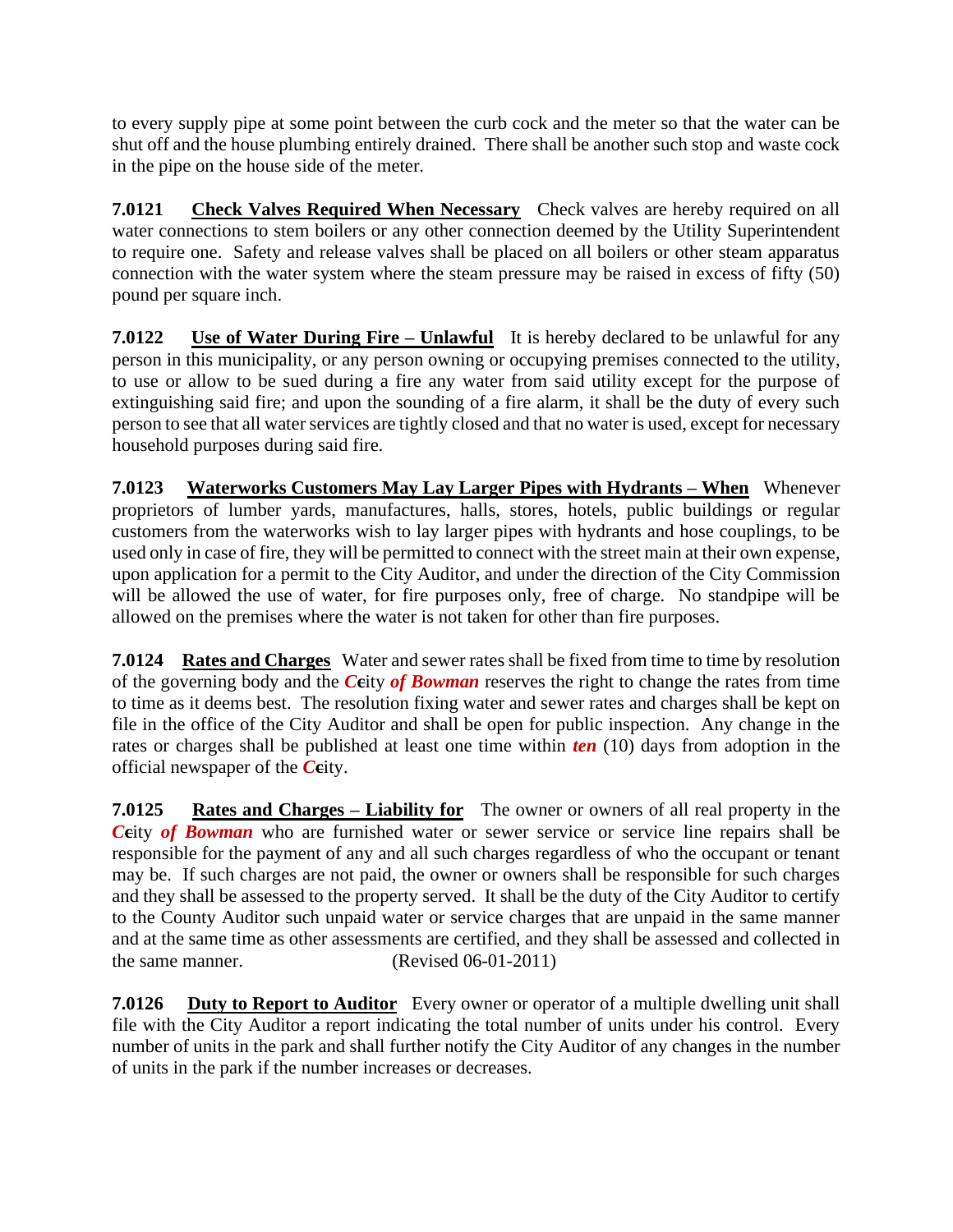to every supply pipe at some point between the curb cock and the meter so that the water can be shut off and the house plumbing entirely drained. There shall be another such stop and waste cock in the pipe on the house side of the meter.

**7.0121** **Check Valves Required When Necessary** Check valves are hereby required on all water connections to stem boilers or any other connection deemed by the Utility Superintendent to require one. Safety and release valves shall be placed on all boilers or other steam apparatus connection with the water system where the steam pressure may be raised in excess of fifty (50) pound per square inch.

**7.0122** **Use of Water During Fire – Unlawful** It is hereby declared to be unlawful for any person in this municipality, or any person owning or occupying premises connected to the utility, to use or allow to be sued during a fire any water from said utility except for the purpose of extinguishing said fire; and upon the sounding of a fire alarm, it shall be the duty of every such person to see that all water services are tightly closed and that no water is used, except for necessary household purposes during said fire.

**7.0123** **Waterworks Customers May Lay Larger Pipes with Hydrants – When** Whenever proprietors of lumber yards, manufactures, halls, stores, hotels, public buildings or regular customers from the waterworks wish to lay larger pipes with hydrants and hose couplings, to be used only in case of fire, they will be permitted to connect with the street main at their own expense, upon application for a permit to the City Auditor, and under the direction of the City Commission will be allowed the use of water, for fire purposes only, free of charge. No standpipe will be allowed on the premises where the water is not taken for other than fire purposes.

**7.0124** **Rates and Charges** Water and sewer rates shall be fixed from time to time by resolution of the governing body and the ***C***~~c~~ity ***of Bowman*** reserves the right to change the rates from time to time as it deems best. The resolution fixing water and sewer rates and charges shall be kept on file in the office of the City Auditor and shall be open for public inspection. Any change in the rates or charges shall be published at least one time within ***ten*** (10) days from adoption in the official newspaper of the ***C***~~c~~ity.

**7.0125** **Rates and Charges – Liability for** The owner or owners of all real property in the ***C***~~c~~ity ***of Bowman*** who are furnished water or sewer service or service line repairs shall be responsible for the payment of any and all such charges regardless of who the occupant or tenant may be. If such charges are not paid, the owner or owners shall be responsible for such charges and they shall be assessed to the property served. It shall be the duty of the City Auditor to certify to the County Auditor such unpaid water or service charges that are unpaid in the same manner and at the same time as other assessments are certified, and they shall be assessed and collected in the same manner. (Revised 06-01-2011)

**7.0126** **Duty to Report to Auditor** Every owner or operator of a multiple dwelling unit shall file with the City Auditor a report indicating the total number of units under his control. Every number of units in the park and shall further notify the City Auditor of any changes in the number of units in the park if the number increases or decreases.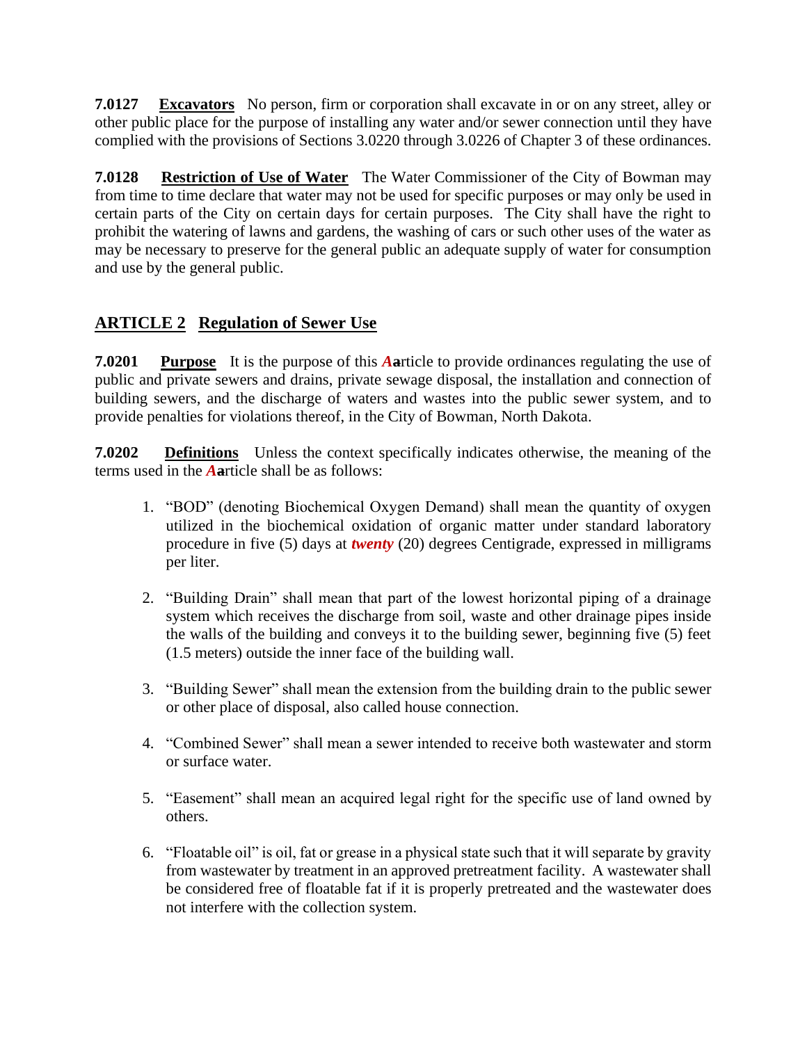**7.0127 <u>Excavators</u>** No person, firm or corporation shall excavate in or on any street, alley or other public place for the purpose of installing any water and/or sewer connection until they have complied with the provisions of Sections 3.0220 through 3.0226 of Chapter 3 of these ordinances.

**7.0128 <u>Restriction of Use of Water</u>** The Water Commissioner of the City of Bowman may from time to time declare that water may not be used for specific purposes or may only be used in certain parts of the City on certain days for certain purposes. The City shall have the right to prohibit the watering of lawns and gardens, the washing of cars or such other uses of the water as may be necessary to preserve for the general public an adequate supply of water for consumption and use by the general public.

## ARTICLE 2 Regulation of Sewer Use

**7.0201 <u>Purpose</u>** It is the purpose of this ***A*~~a~~**rticle to provide ordinances regulating the use of public and private sewers and drains, private sewage disposal, the installation and connection of building sewers, and the discharge of waters and wastes into the public sewer system, and to provide penalties for violations thereof, in the City of Bowman, North Dakota.

**7.0202 <u>Definitions</u>** Unless the context specifically indicates otherwise, the meaning of the terms used in the ***A*~~a~~**rticle shall be as follows:

1. "BOD" (denoting Biochemical Oxygen Demand) shall mean the quantity of oxygen utilized in the biochemical oxidation of organic matter under standard laboratory procedure in five (5) days at ***twenty*** (20) degrees Centigrade, expressed in milligrams per liter.

2. "Building Drain" shall mean that part of the lowest horizontal piping of a drainage system which receives the discharge from soil, waste and other drainage pipes inside the walls of the building and conveys it to the building sewer, beginning five (5) feet (1.5 meters) outside the inner face of the building wall.

3. "Building Sewer" shall mean the extension from the building drain to the public sewer or other place of disposal, also called house connection.

4. "Combined Sewer" shall mean a sewer intended to receive both wastewater and storm or surface water.

5. "Easement" shall mean an acquired legal right for the specific use of land owned by others.

6. "Floatable oil" is oil, fat or grease in a physical state such that it will separate by gravity from wastewater by treatment in an approved pretreatment facility. A wastewater shall be considered free of floatable fat if it is properly pretreated and the wastewater does not interfere with the collection system.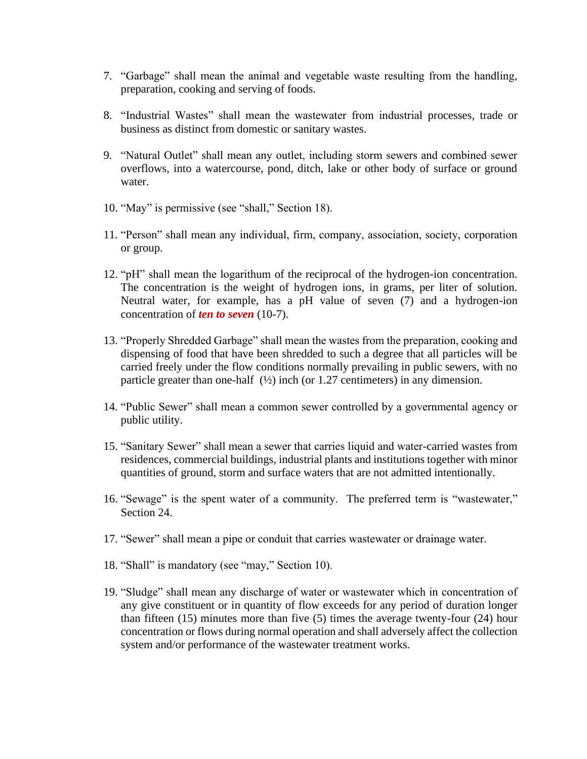7. "Garbage" shall mean the animal and vegetable waste resulting from the handling, preparation, cooking and serving of foods.

8. "Industrial Wastes" shall mean the wastewater from industrial processes, trade or business as distinct from domestic or sanitary wastes.

9. "Natural Outlet" shall mean any outlet, including storm sewers and combined sewer overflows, into a watercourse, pond, ditch, lake or other body of surface or ground water.

10. "May" is permissive (see "shall," Section 18).

11. "Person" shall mean any individual, firm, company, association, society, corporation or group.

12. "pH" shall mean the logarithum of the reciprocal of the hydrogen-ion concentration. The concentration is the weight of hydrogen ions, in grams, per liter of solution. Neutral water, for example, has a pH value of seven (7) and a hydrogen-ion concentration of ***ten to seven*** (10-7).

13. "Properly Shredded Garbage" shall mean the wastes from the preparation, cooking and dispensing of food that have been shredded to such a degree that all particles will be carried freely under the flow conditions normally prevailing in public sewers, with no particle greater than one-half (½) inch (or 1.27 centimeters) in any dimension.

14. "Public Sewer" shall mean a common sewer controlled by a governmental agency or public utility.

15. "Sanitary Sewer" shall mean a sewer that carries liquid and water-carried wastes from residences, commercial buildings, industrial plants and institutions together with minor quantities of ground, storm and surface waters that are not admitted intentionally.

16. "Sewage" is the spent water of a community. The preferred term is "wastewater," Section 24.

17. "Sewer" shall mean a pipe or conduit that carries wastewater or drainage water.

18. "Shall" is mandatory (see "may," Section 10).

19. "Sludge" shall mean any discharge of water or wastewater which in concentration of any give constituent or in quantity of flow exceeds for any period of duration longer than fifteen (15) minutes more than five (5) times the average twenty-four (24) hour concentration or flows during normal operation and shall adversely affect the collection system and/or performance of the wastewater treatment works.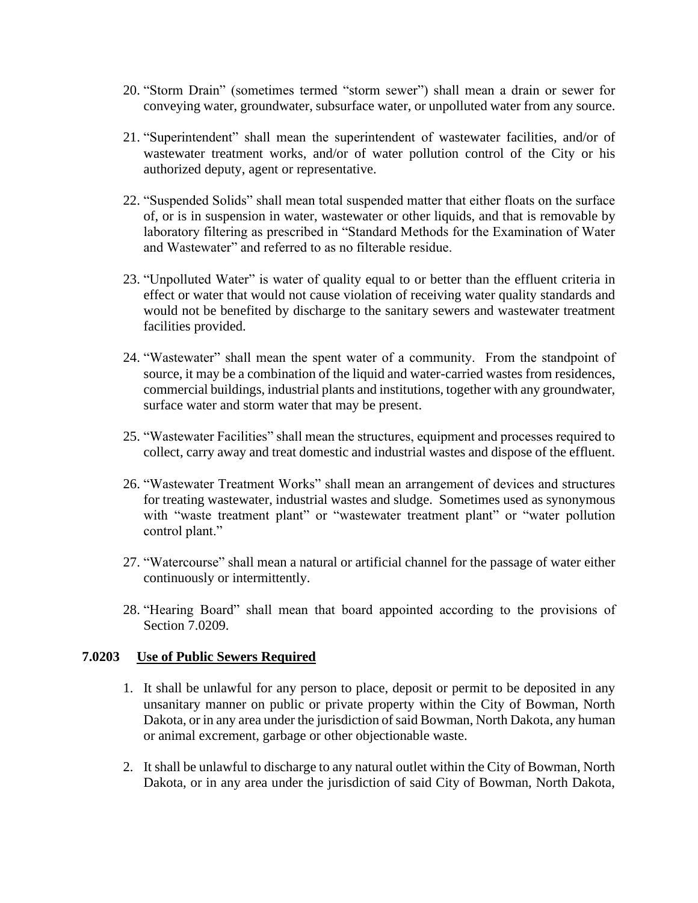20. "Storm Drain" (sometimes termed "storm sewer") shall mean a drain or sewer for conveying water, groundwater, subsurface water, or unpolluted water from any source.

21. "Superintendent" shall mean the superintendent of wastewater facilities, and/or of wastewater treatment works, and/or of water pollution control of the City or his authorized deputy, agent or representative.

22. "Suspended Solids" shall mean total suspended matter that either floats on the surface of, or is in suspension in water, wastewater or other liquids, and that is removable by laboratory filtering as prescribed in "Standard Methods for the Examination of Water and Wastewater" and referred to as no filterable residue.

23. "Unpolluted Water" is water of quality equal to or better than the effluent criteria in effect or water that would not cause violation of receiving water quality standards and would not be benefited by discharge to the sanitary sewers and wastewater treatment facilities provided.

24. "Wastewater" shall mean the spent water of a community. From the standpoint of source, it may be a combination of the liquid and water-carried wastes from residences, commercial buildings, industrial plants and institutions, together with any groundwater, surface water and storm water that may be present.

25. "Wastewater Facilities" shall mean the structures, equipment and processes required to collect, carry away and treat domestic and industrial wastes and dispose of the effluent.

26. "Wastewater Treatment Works" shall mean an arrangement of devices and structures for treating wastewater, industrial wastes and sludge. Sometimes used as synonymous with "waste treatment plant" or "wastewater treatment plant" or "water pollution control plant."

27. "Watercourse" shall mean a natural or artificial channel for the passage of water either continuously or intermittently.

28. "Hearing Board" shall mean that board appointed according to the provisions of Section 7.0209.

### 7.0203 <u>Use of Public Sewers Required</u>

1. It shall be unlawful for any person to place, deposit or permit to be deposited in any unsanitary manner on public or private property within the City of Bowman, North Dakota, or in any area under the jurisdiction of said Bowman, North Dakota, any human or animal excrement, garbage or other objectionable waste.

2. It shall be unlawful to discharge to any natural outlet within the City of Bowman, North Dakota, or in any area under the jurisdiction of said City of Bowman, North Dakota,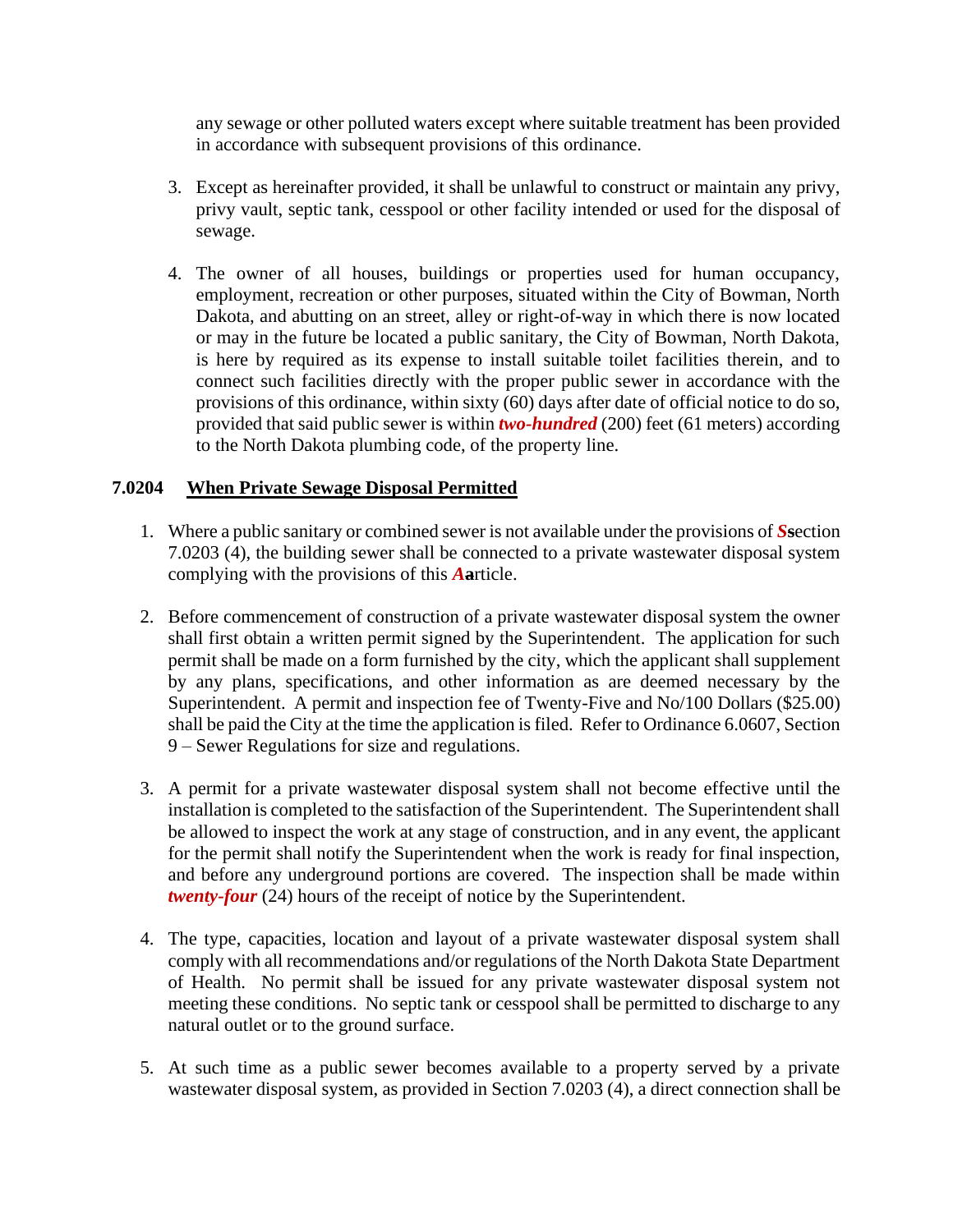any sewage or other polluted waters except where suitable treatment has been provided in accordance with subsequent provisions of this ordinance.

3. Except as hereinafter provided, it shall be unlawful to construct or maintain any privy, privy vault, septic tank, cesspool or other facility intended or used for the disposal of sewage.

4. The owner of all houses, buildings or properties used for human occupancy, employment, recreation or other purposes, situated within the City of Bowman, North Dakota, and abutting on an street, alley or right-of-way in which there is now located or may in the future be located a public sanitary, the City of Bowman, North Dakota, is here by required as its expense to install suitable toilet facilities therein, and to connect such facilities directly with the proper public sewer in accordance with the provisions of this ordinance, within sixty (60) days after date of official notice to do so, provided that said public sewer is within ***two-hundred*** (200) feet (61 meters) according to the North Dakota plumbing code, of the property line.

**7.0204 <u>When Private Sewage Disposal Permitted</u>**

1. Where a public sanitary or combined sewer is not available under the provisions of ***S***section 7.0203 (4), the building sewer shall be connected to a private wastewater disposal system complying with the provisions of this ***A***article.

2. Before commencement of construction of a private wastewater disposal system the owner shall first obtain a written permit signed by the Superintendent. The application for such permit shall be made on a form furnished by the city, which the applicant shall supplement by any plans, specifications, and other information as are deemed necessary by the Superintendent. A permit and inspection fee of Twenty-Five and No/100 Dollars ($25.00) shall be paid the City at the time the application is filed. Refer to Ordinance 6.0607, Section 9 – Sewer Regulations for size and regulations.

3. A permit for a private wastewater disposal system shall not become effective until the installation is completed to the satisfaction of the Superintendent. The Superintendent shall be allowed to inspect the work at any stage of construction, and in any event, the applicant for the permit shall notify the Superintendent when the work is ready for final inspection, and before any underground portions are covered. The inspection shall be made within ***twenty-four*** (24) hours of the receipt of notice by the Superintendent.

4. The type, capacities, location and layout of a private wastewater disposal system shall comply with all recommendations and/or regulations of the North Dakota State Department of Health. No permit shall be issued for any private wastewater disposal system not meeting these conditions. No septic tank or cesspool shall be permitted to discharge to any natural outlet or to the ground surface.

5. At such time as a public sewer becomes available to a property served by a private wastewater disposal system, as provided in Section 7.0203 (4), a direct connection shall be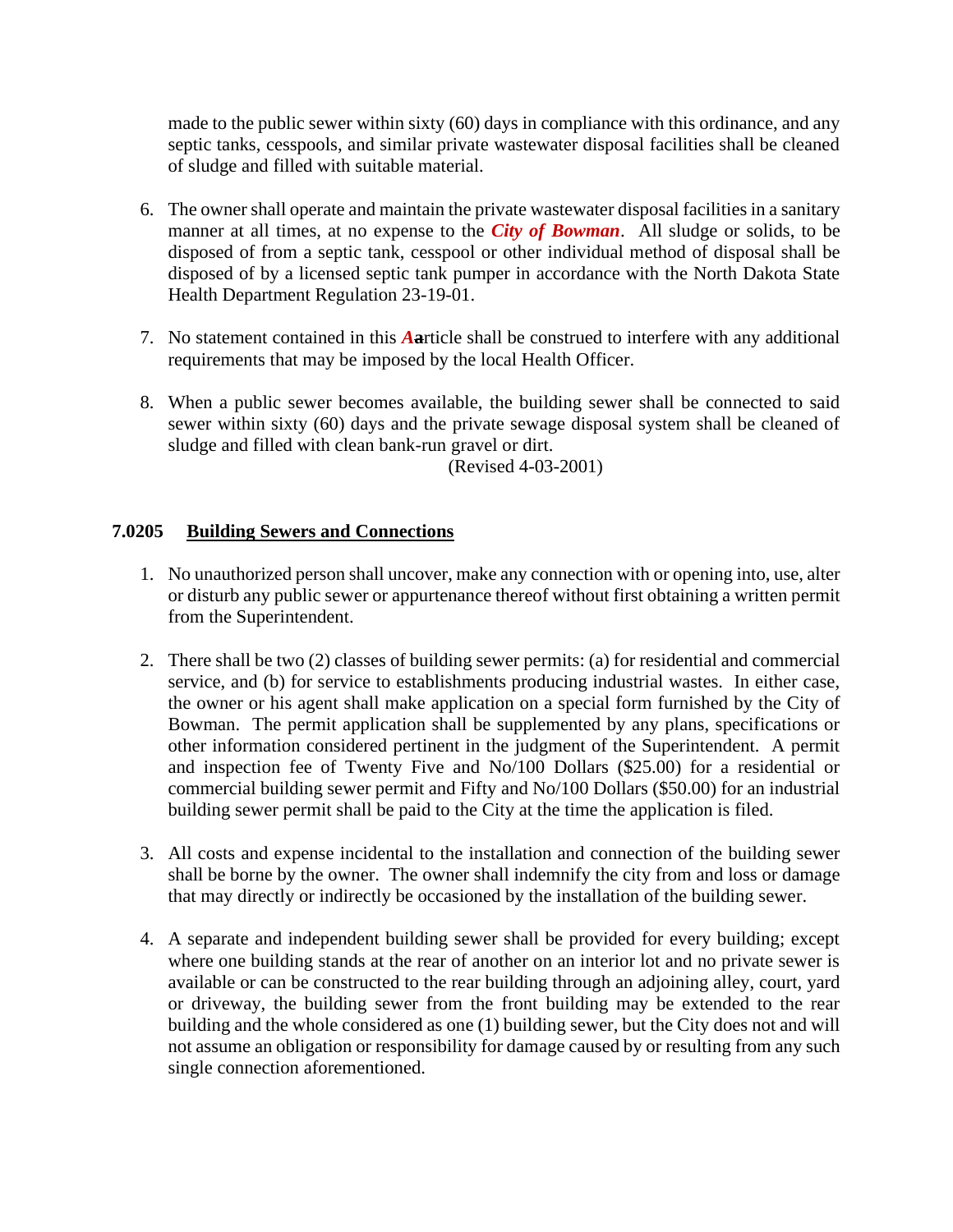made to the public sewer within sixty (60) days in compliance with this ordinance, and any septic tanks, cesspools, and similar private wastewater disposal facilities shall be cleaned of sludge and filled with suitable material.

6. The owner shall operate and maintain the private wastewater disposal facilities in a sanitary manner at all times, at no expense to the ***City of Bowman***. All sludge or solids, to be disposed of from a septic tank, cesspool or other individual method of disposal shall be disposed of by a licensed septic tank pumper in accordance with the North Dakota State Health Department Regulation 23-19-01.

7. No statement contained in this ***A***article shall be construed to interfere with any additional requirements that may be imposed by the local Health Officer.

8. When a public sewer becomes available, the building sewer shall be connected to said sewer within sixty (60) days and the private sewage disposal system shall be cleaned of sludge and filled with clean bank-run gravel or dirt.

(Revised 4-03-2001)

## 7.0205 Building Sewers and Connections

1. No unauthorized person shall uncover, make any connection with or opening into, use, alter or disturb any public sewer or appurtenance thereof without first obtaining a written permit from the Superintendent.

2. There shall be two (2) classes of building sewer permits: (a) for residential and commercial service, and (b) for service to establishments producing industrial wastes. In either case, the owner or his agent shall make application on a special form furnished by the City of Bowman. The permit application shall be supplemented by any plans, specifications or other information considered pertinent in the judgment of the Superintendent. A permit and inspection fee of Twenty Five and No/100 Dollars ($25.00) for a residential or commercial building sewer permit and Fifty and No/100 Dollars ($50.00) for an industrial building sewer permit shall be paid to the City at the time the application is filed.

3. All costs and expense incidental to the installation and connection of the building sewer shall be borne by the owner. The owner shall indemnify the city from and loss or damage that may directly or indirectly be occasioned by the installation of the building sewer.

4. A separate and independent building sewer shall be provided for every building; except where one building stands at the rear of another on an interior lot and no private sewer is available or can be constructed to the rear building through an adjoining alley, court, yard or driveway, the building sewer from the front building may be extended to the rear building and the whole considered as one (1) building sewer, but the City does not and will not assume an obligation or responsibility for damage caused by or resulting from any such single connection aforementioned.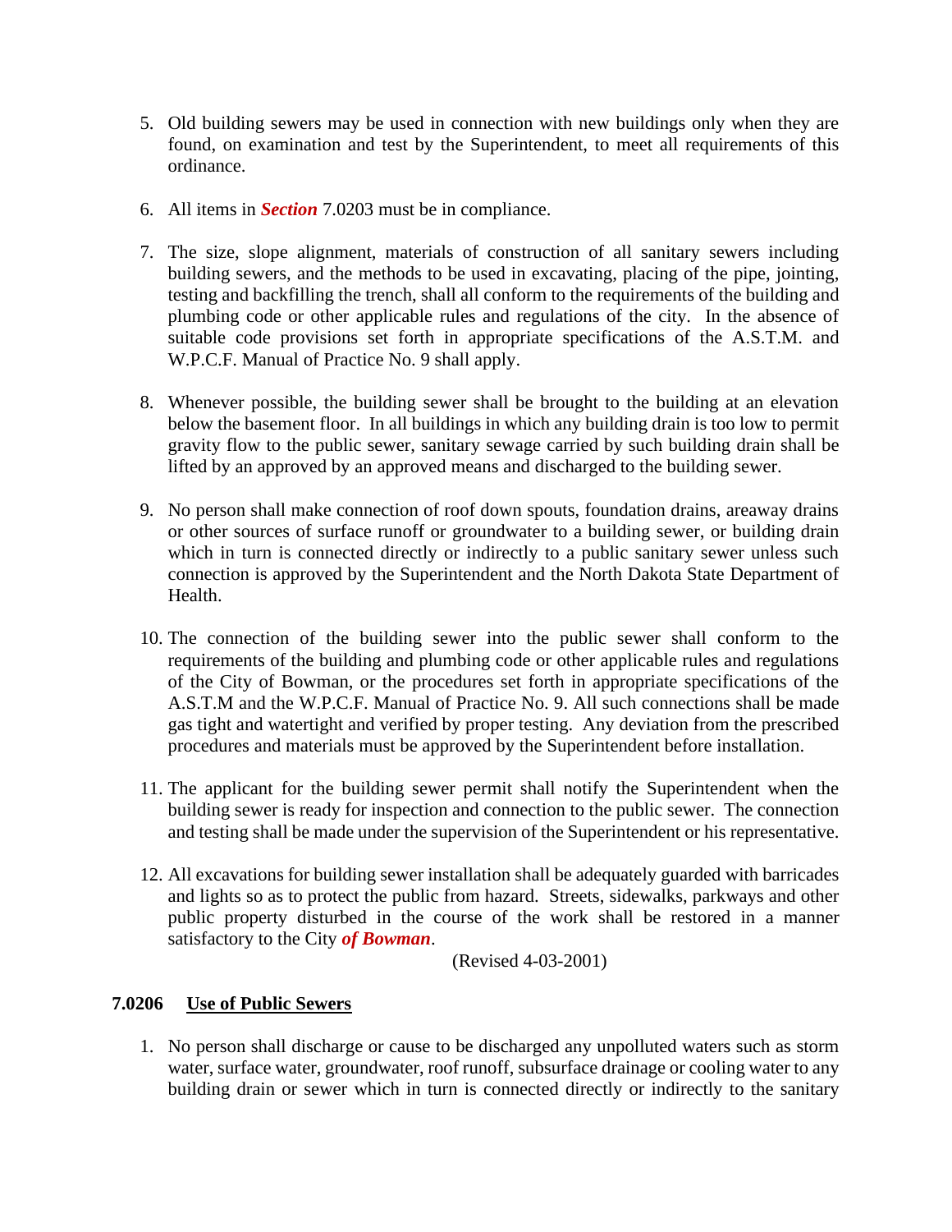5. Old building sewers may be used in connection with new buildings only when they are found, on examination and test by the Superintendent, to meet all requirements of this ordinance.

6. All items in ***Section*** 7.0203 must be in compliance.

7. The size, slope alignment, materials of construction of all sanitary sewers including building sewers, and the methods to be used in excavating, placing of the pipe, jointing, testing and backfilling the trench, shall all conform to the requirements of the building and plumbing code or other applicable rules and regulations of the city. In the absence of suitable code provisions set forth in appropriate specifications of the A.S.T.M. and W.P.C.F. Manual of Practice No. 9 shall apply.

8. Whenever possible, the building sewer shall be brought to the building at an elevation below the basement floor. In all buildings in which any building drain is too low to permit gravity flow to the public sewer, sanitary sewage carried by such building drain shall be lifted by an approved by an approved means and discharged to the building sewer.

9. No person shall make connection of roof down spouts, foundation drains, areaway drains or other sources of surface runoff or groundwater to a building sewer, or building drain which in turn is connected directly or indirectly to a public sanitary sewer unless such connection is approved by the Superintendent and the North Dakota State Department of Health.

10. The connection of the building sewer into the public sewer shall conform to the requirements of the building and plumbing code or other applicable rules and regulations of the City of Bowman, or the procedures set forth in appropriate specifications of the A.S.T.M and the W.P.C.F. Manual of Practice No. 9. All such connections shall be made gas tight and watertight and verified by proper testing. Any deviation from the prescribed procedures and materials must be approved by the Superintendent before installation.

11. The applicant for the building sewer permit shall notify the Superintendent when the building sewer is ready for inspection and connection to the public sewer. The connection and testing shall be made under the supervision of the Superintendent or his representative.

12. All excavations for building sewer installation shall be adequately guarded with barricades and lights so as to protect the public from hazard. Streets, sidewalks, parkways and other public property disturbed in the course of the work shall be restored in a manner satisfactory to the City ***of Bowman***.

(Revised 4-03-2001)

**7.0206 Use of Public Sewers**

1. No person shall discharge or cause to be discharged any unpolluted waters such as storm water, surface water, groundwater, roof runoff, subsurface drainage or cooling water to any building drain or sewer which in turn is connected directly or indirectly to the sanitary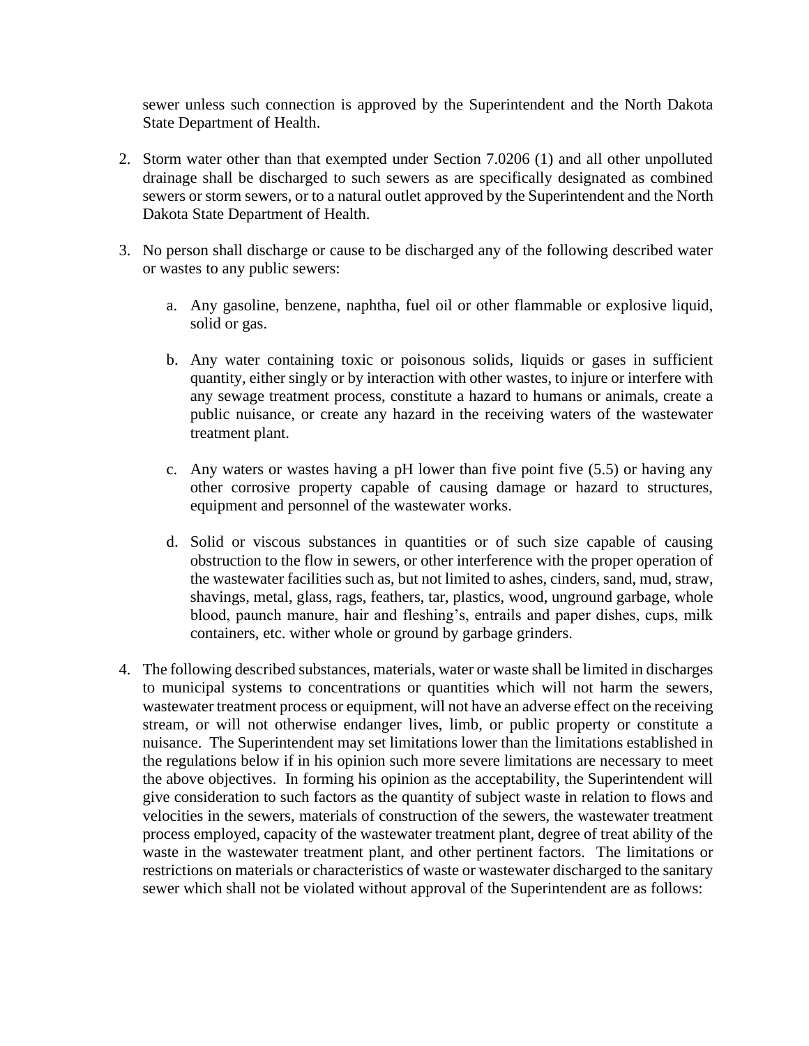sewer unless such connection is approved by the Superintendent and the North Dakota State Department of Health.

2. Storm water other than that exempted under Section 7.0206 (1) and all other unpolluted drainage shall be discharged to such sewers as are specifically designated as combined sewers or storm sewers, or to a natural outlet approved by the Superintendent and the North Dakota State Department of Health.

3. No person shall discharge or cause to be discharged any of the following described water or wastes to any public sewers:

   a. Any gasoline, benzene, naphtha, fuel oil or other flammable or explosive liquid, solid or gas.

   b. Any water containing toxic or poisonous solids, liquids or gases in sufficient quantity, either singly or by interaction with other wastes, to injure or interfere with any sewage treatment process, constitute a hazard to humans or animals, create a public nuisance, or create any hazard in the receiving waters of the wastewater treatment plant.

   c. Any waters or wastes having a pH lower than five point five (5.5) or having any other corrosive property capable of causing damage or hazard to structures, equipment and personnel of the wastewater works.

   d. Solid or viscous substances in quantities or of such size capable of causing obstruction to the flow in sewers, or other interference with the proper operation of the wastewater facilities such as, but not limited to ashes, cinders, sand, mud, straw, shavings, metal, glass, rags, feathers, tar, plastics, wood, unground garbage, whole blood, paunch manure, hair and fleshing's, entrails and paper dishes, cups, milk containers, etc. wither whole or ground by garbage grinders.

4. The following described substances, materials, water or waste shall be limited in discharges to municipal systems to concentrations or quantities which will not harm the sewers, wastewater treatment process or equipment, will not have an adverse effect on the receiving stream, or will not otherwise endanger lives, limb, or public property or constitute a nuisance. The Superintendent may set limitations lower than the limitations established in the regulations below if in his opinion such more severe limitations are necessary to meet the above objectives. In forming his opinion as the acceptability, the Superintendent will give consideration to such factors as the quantity of subject waste in relation to flows and velocities in the sewers, materials of construction of the sewers, the wastewater treatment process employed, capacity of the wastewater treatment plant, degree of treat ability of the waste in the wastewater treatment plant, and other pertinent factors. The limitations or restrictions on materials or characteristics of waste or wastewater discharged to the sanitary sewer which shall not be violated without approval of the Superintendent are as follows: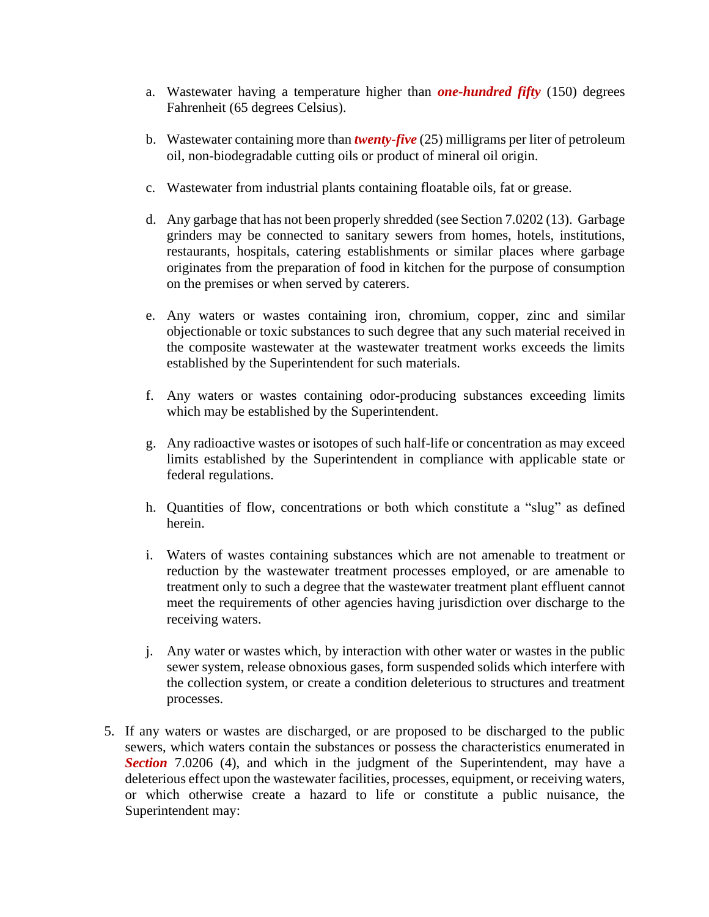a. Wastewater having a temperature higher than ***one-hundred fifty*** (150) degrees Fahrenheit (65 degrees Celsius).

b. Wastewater containing more than ***twenty-five*** (25) milligrams per liter of petroleum oil, non-biodegradable cutting oils or product of mineral oil origin.

c. Wastewater from industrial plants containing floatable oils, fat or grease.

d. Any garbage that has not been properly shredded (see Section 7.0202 (13). Garbage grinders may be connected to sanitary sewers from homes, hotels, institutions, restaurants, hospitals, catering establishments or similar places where garbage originates from the preparation of food in kitchen for the purpose of consumption on the premises or when served by caterers.

e. Any waters or wastes containing iron, chromium, copper, zinc and similar objectionable or toxic substances to such degree that any such material received in the composite wastewater at the wastewater treatment works exceeds the limits established by the Superintendent for such materials.

f. Any waters or wastes containing odor-producing substances exceeding limits which may be established by the Superintendent.

g. Any radioactive wastes or isotopes of such half-life or concentration as may exceed limits established by the Superintendent in compliance with applicable state or federal regulations.

h. Quantities of flow, concentrations or both which constitute a "slug" as defined herein.

i. Waters of wastes containing substances which are not amenable to treatment or reduction by the wastewater treatment processes employed, or are amenable to treatment only to such a degree that the wastewater treatment plant effluent cannot meet the requirements of other agencies having jurisdiction over discharge to the receiving waters.

j. Any water or wastes which, by interaction with other water or wastes in the public sewer system, release obnoxious gases, form suspended solids which interfere with the collection system, or create a condition deleterious to structures and treatment processes.

5. If any waters or wastes are discharged, or are proposed to be discharged to the public sewers, which waters contain the substances or possess the characteristics enumerated in ***Section*** 7.0206 (4), and which in the judgment of the Superintendent, may have a deleterious effect upon the wastewater facilities, processes, equipment, or receiving waters, or which otherwise create a hazard to life or constitute a public nuisance, the Superintendent may: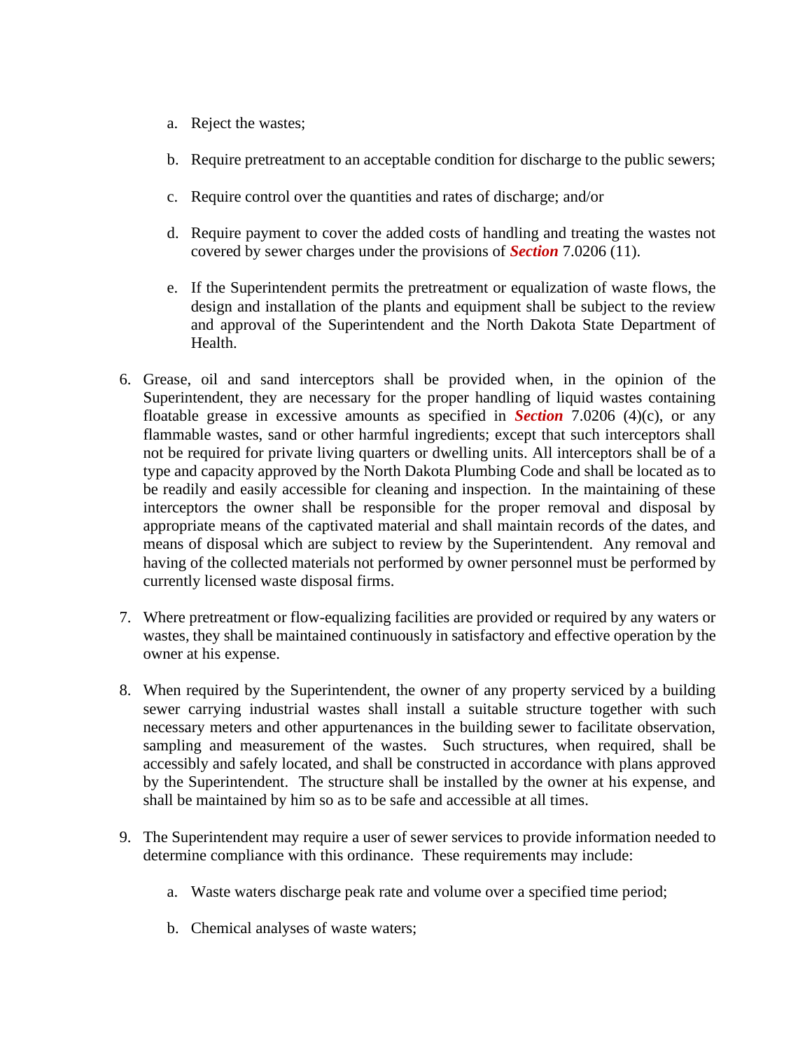a. Reject the wastes;

   b. Require pretreatment to an acceptable condition for discharge to the public sewers;

   c. Require control over the quantities and rates of discharge; and/or

   d. Require payment to cover the added costs of handling and treating the wastes not covered by sewer charges under the provisions of ***Section*** 7.0206 (11).

   e. If the Superintendent permits the pretreatment or equalization of waste flows, the design and installation of the plants and equipment shall be subject to the review and approval of the Superintendent and the North Dakota State Department of Health.

6. Grease, oil and sand interceptors shall be provided when, in the opinion of the Superintendent, they are necessary for the proper handling of liquid wastes containing floatable grease in excessive amounts as specified in ***Section*** 7.0206 (4)(c), or any flammable wastes, sand or other harmful ingredients; except that such interceptors shall not be required for private living quarters or dwelling units. All interceptors shall be of a type and capacity approved by the North Dakota Plumbing Code and shall be located as to be readily and easily accessible for cleaning and inspection. In the maintaining of these interceptors the owner shall be responsible for the proper removal and disposal by appropriate means of the captivated material and shall maintain records of the dates, and means of disposal which are subject to review by the Superintendent. Any removal and having of the collected materials not performed by owner personnel must be performed by currently licensed waste disposal firms.

7. Where pretreatment or flow-equalizing facilities are provided or required by any waters or wastes, they shall be maintained continuously in satisfactory and effective operation by the owner at his expense.

8. When required by the Superintendent, the owner of any property serviced by a building sewer carrying industrial wastes shall install a suitable structure together with such necessary meters and other appurtenances in the building sewer to facilitate observation, sampling and measurement of the wastes. Such structures, when required, shall be accessibly and safely located, and shall be constructed in accordance with plans approved by the Superintendent. The structure shall be installed by the owner at his expense, and shall be maintained by him so as to be safe and accessible at all times.

9. The Superintendent may require a user of sewer services to provide information needed to determine compliance with this ordinance. These requirements may include:

   a. Waste waters discharge peak rate and volume over a specified time period;

   b. Chemical analyses of waste waters;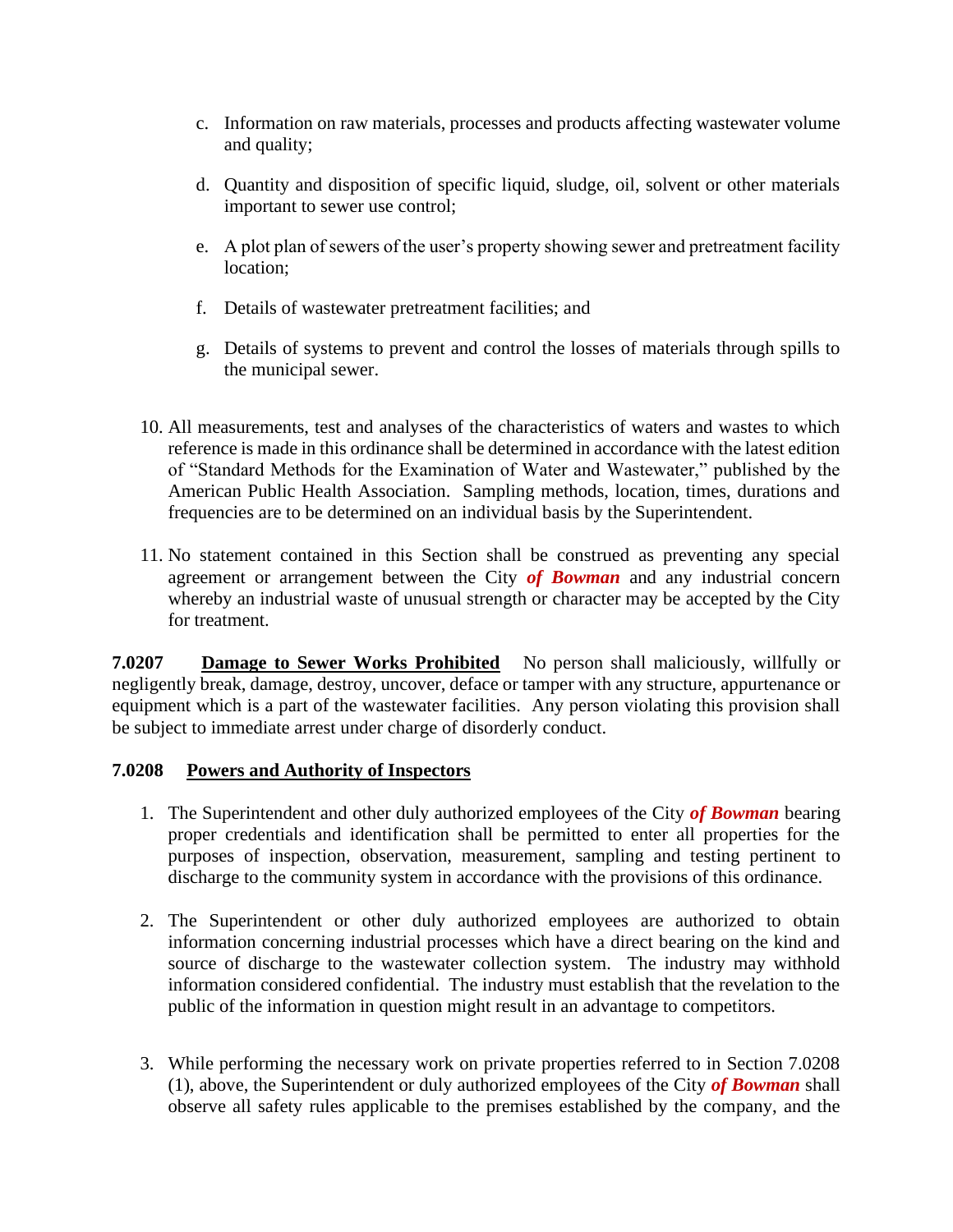c. Information on raw materials, processes and products affecting wastewater volume and quality;

d. Quantity and disposition of specific liquid, sludge, oil, solvent or other materials important to sewer use control;

e. A plot plan of sewers of the user's property showing sewer and pretreatment facility location;

f. Details of wastewater pretreatment facilities; and

g. Details of systems to prevent and control the losses of materials through spills to the municipal sewer.

10. All measurements, test and analyses of the characteristics of waters and wastes to which reference is made in this ordinance shall be determined in accordance with the latest edition of "Standard Methods for the Examination of Water and Wastewater," published by the American Public Health Association. Sampling methods, location, times, durations and frequencies are to be determined on an individual basis by the Superintendent.

11. No statement contained in this Section shall be construed as preventing any special agreement or arrangement between the City ***of Bowman*** and any industrial concern whereby an industrial waste of unusual strength or character may be accepted by the City for treatment.

**7.0207 Damage to Sewer Works Prohibited** No person shall maliciously, willfully or negligently break, damage, destroy, uncover, deface or tamper with any structure, appurtenance or equipment which is a part of the wastewater facilities. Any person violating this provision shall be subject to immediate arrest under charge of disorderly conduct.

**7.0208 Powers and Authority of Inspectors**

1. The Superintendent and other duly authorized employees of the City ***of Bowman*** bearing proper credentials and identification shall be permitted to enter all properties for the purposes of inspection, observation, measurement, sampling and testing pertinent to discharge to the community system in accordance with the provisions of this ordinance.

2. The Superintendent or other duly authorized employees are authorized to obtain information concerning industrial processes which have a direct bearing on the kind and source of discharge to the wastewater collection system. The industry may withhold information considered confidential. The industry must establish that the revelation to the public of the information in question might result in an advantage to competitors.

3. While performing the necessary work on private properties referred to in Section 7.0208 (1), above, the Superintendent or duly authorized employees of the City ***of Bowman*** shall observe all safety rules applicable to the premises established by the company, and the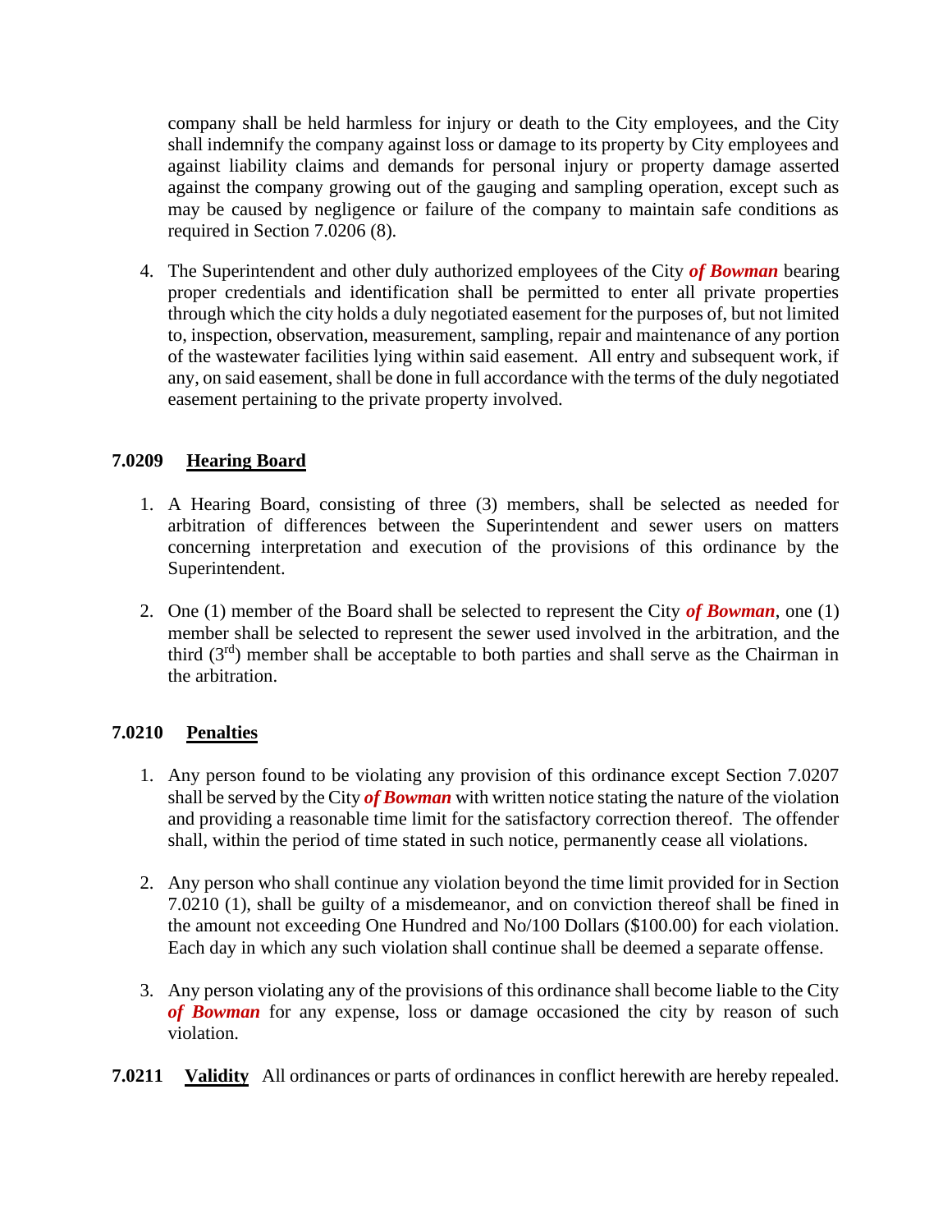company shall be held harmless for injury or death to the City employees, and the City shall indemnify the company against loss or damage to its property by City employees and against liability claims and demands for personal injury or property damage asserted against the company growing out of the gauging and sampling operation, except such as may be caused by negligence or failure of the company to maintain safe conditions as required in Section 7.0206 (8).

4. The Superintendent and other duly authorized employees of the City ***of Bowman*** bearing proper credentials and identification shall be permitted to enter all private properties through which the city holds a duly negotiated easement for the purposes of, but not limited to, inspection, observation, measurement, sampling, repair and maintenance of any portion of the wastewater facilities lying within said easement. All entry and subsequent work, if any, on said easement, shall be done in full accordance with the terms of the duly negotiated easement pertaining to the private property involved.

**7.0209 Hearing Board**

1. A Hearing Board, consisting of three (3) members, shall be selected as needed for arbitration of differences between the Superintendent and sewer users on matters concerning interpretation and execution of the provisions of this ordinance by the Superintendent.

2. One (1) member of the Board shall be selected to represent the City ***of Bowman***, one (1) member shall be selected to represent the sewer used involved in the arbitration, and the third (3rd) member shall be acceptable to both parties and shall serve as the Chairman in the arbitration.

**7.0210 Penalties**

1. Any person found to be violating any provision of this ordinance except Section 7.0207 shall be served by the City ***of Bowman*** with written notice stating the nature of the violation and providing a reasonable time limit for the satisfactory correction thereof. The offender shall, within the period of time stated in such notice, permanently cease all violations.

2. Any person who shall continue any violation beyond the time limit provided for in Section 7.0210 (1), shall be guilty of a misdemeanor, and on conviction thereof shall be fined in the amount not exceeding One Hundred and No/100 Dollars ($100.00) for each violation. Each day in which any such violation shall continue shall be deemed a separate offense.

3. Any person violating any of the provisions of this ordinance shall become liable to the City ***of Bowman*** for any expense, loss or damage occasioned the city by reason of such violation.

**7.0211 Validity** All ordinances or parts of ordinances in conflict herewith are hereby repealed.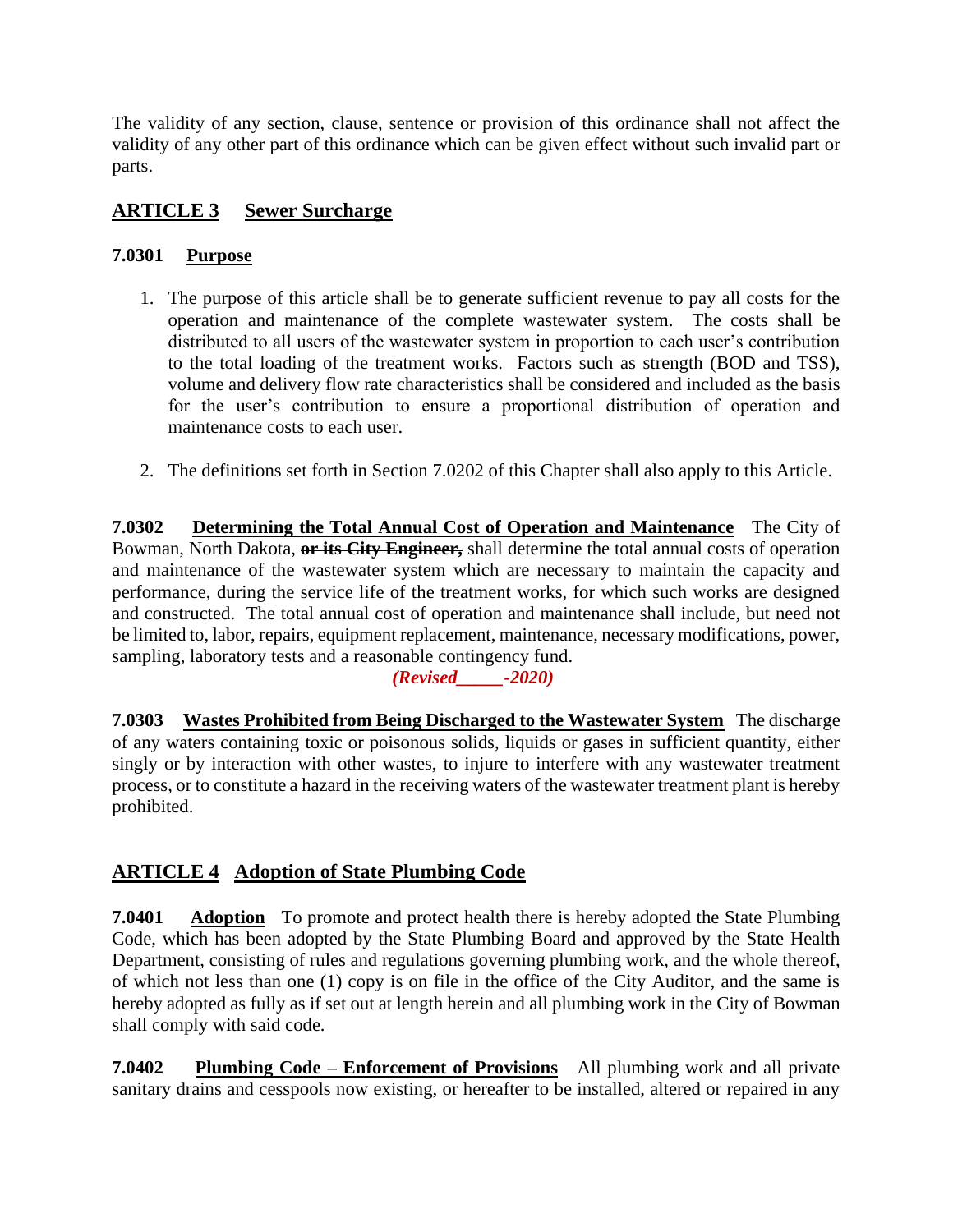The validity of any section, clause, sentence or provision of this ordinance shall not affect the validity of any other part of this ordinance which can be given effect without such invalid part or parts.

## ARTICLE 3 Sewer Surcharge

### 7.0301 Purpose

1. The purpose of this article shall be to generate sufficient revenue to pay all costs for the operation and maintenance of the complete wastewater system. The costs shall be distributed to all users of the wastewater system in proportion to each user's contribution to the total loading of the treatment works. Factors such as strength (BOD and TSS), volume and delivery flow rate characteristics shall be considered and included as the basis for the user's contribution to ensure a proportional distribution of operation and maintenance costs to each user.

2. The definitions set forth in Section 7.0202 of this Chapter shall also apply to this Article.

**7.0302 Determining the Total Annual Cost of Operation and Maintenance** The City of Bowman, North Dakota, ~~**or its City Engineer,**~~ shall determine the total annual costs of operation and maintenance of the wastewater system which are necessary to maintain the capacity and performance, during the service life of the treatment works, for which such works are designed and constructed. The total annual cost of operation and maintenance shall include, but need not be limited to, labor, repairs, equipment replacement, maintenance, necessary modifications, power, sampling, laboratory tests and a reasonable contingency fund.

***(Revised_____-2020)***

**7.0303 Wastes Prohibited from Being Discharged to the Wastewater System** The discharge of any waters containing toxic or poisonous solids, liquids or gases in sufficient quantity, either singly or by interaction with other wastes, to injure to interfere with any wastewater treatment process, or to constitute a hazard in the receiving waters of the wastewater treatment plant is hereby prohibited.

## ARTICLE 4 Adoption of State Plumbing Code

**7.0401 Adoption** To promote and protect health there is hereby adopted the State Plumbing Code, which has been adopted by the State Plumbing Board and approved by the State Health Department, consisting of rules and regulations governing plumbing work, and the whole thereof, of which not less than one (1) copy is on file in the office of the City Auditor, and the same is hereby adopted as fully as if set out at length herein and all plumbing work in the City of Bowman shall comply with said code.

**7.0402 Plumbing Code – Enforcement of Provisions** All plumbing work and all private sanitary drains and cesspools now existing, or hereafter to be installed, altered or repaired in any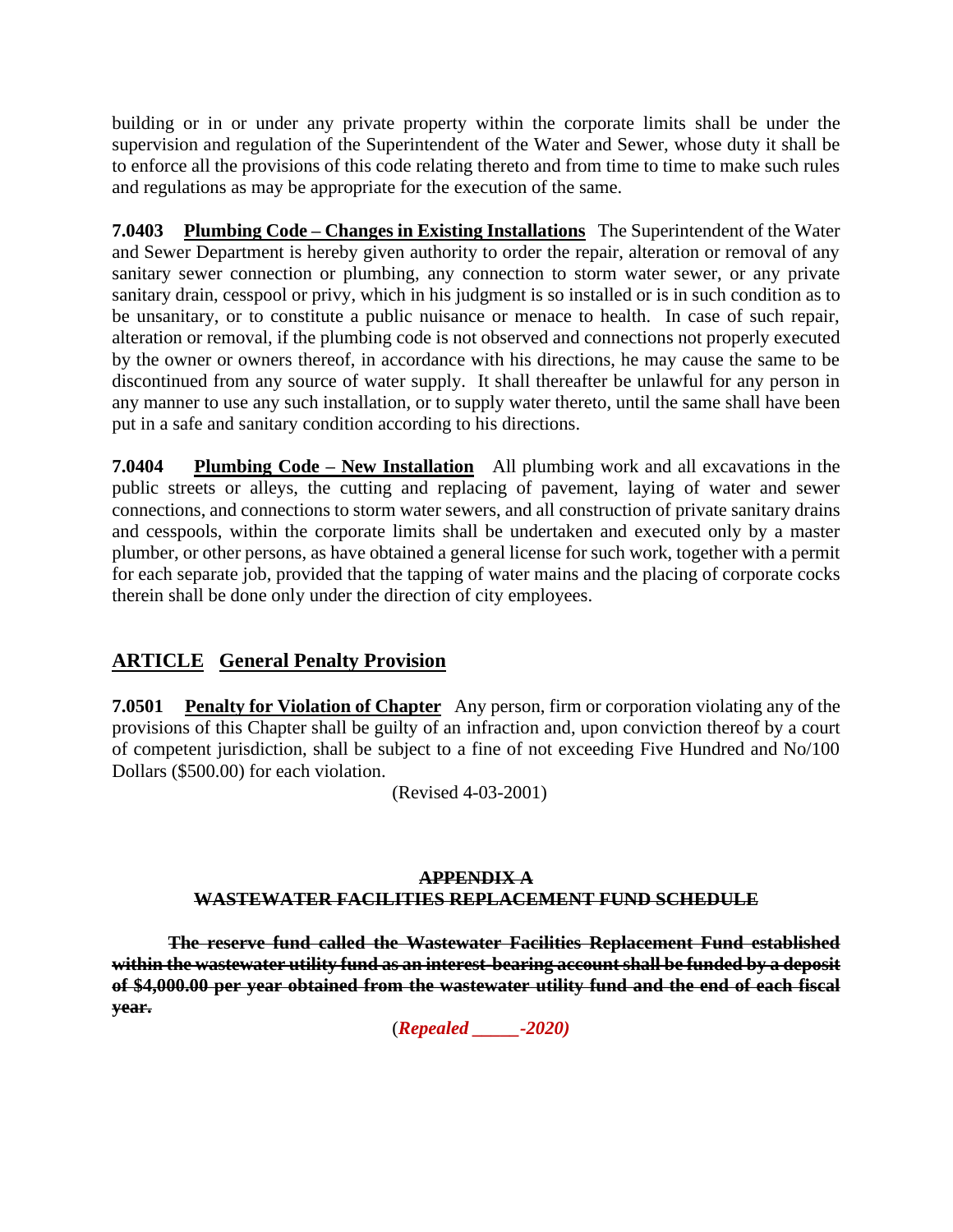building or in or under any private property within the corporate limits shall be under the supervision and regulation of the Superintendent of the Water and Sewer, whose duty it shall be to enforce all the provisions of this code relating thereto and from time to time to make such rules and regulations as may be appropriate for the execution of the same.

**7.0403** **Plumbing Code – Changes in Existing Installations** The Superintendent of the Water and Sewer Department is hereby given authority to order the repair, alteration or removal of any sanitary sewer connection or plumbing, any connection to storm water sewer, or any private sanitary drain, cesspool or privy, which in his judgment is so installed or is in such condition as to be unsanitary, or to constitute a public nuisance or menace to health. In case of such repair, alteration or removal, if the plumbing code is not observed and connections not properly executed by the owner or owners thereof, in accordance with his directions, he may cause the same to be discontinued from any source of water supply. It shall thereafter be unlawful for any person in any manner to use any such installation, or to supply water thereto, until the same shall have been put in a safe and sanitary condition according to his directions.

**7.0404** **Plumbing Code – New Installation** All plumbing work and all excavations in the public streets or alleys, the cutting and replacing of pavement, laying of water and sewer connections, and connections to storm water sewers, and all construction of private sanitary drains and cesspools, within the corporate limits shall be undertaken and executed only by a master plumber, or other persons, as have obtained a general license for such work, together with a permit for each separate job, provided that the tapping of water mains and the placing of corporate cocks therein shall be done only under the direction of city employees.

## ARTICLE General Penalty Provision

**7.0501** **Penalty for Violation of Chapter** Any person, firm or corporation violating any of the provisions of this Chapter shall be guilty of an infraction and, upon conviction thereof by a court of competent jurisdiction, shall be subject to a fine of not exceeding Five Hundred and No/100 Dollars ($500.00) for each violation.

(Revised 4-03-2001)

**~~APPENDIX A~~**
**~~WASTEWATER FACILITIES REPLACEMENT FUND SCHEDULE~~**

**~~The reserve fund called the Wastewater Facilities Replacement Fund established within the wastewater utility fund as an interest-bearing account shall be funded by a deposit of $4,000.00 per year obtained from the wastewater utility fund and the end of each fiscal year.~~**

(***Repealed _____-2020)***